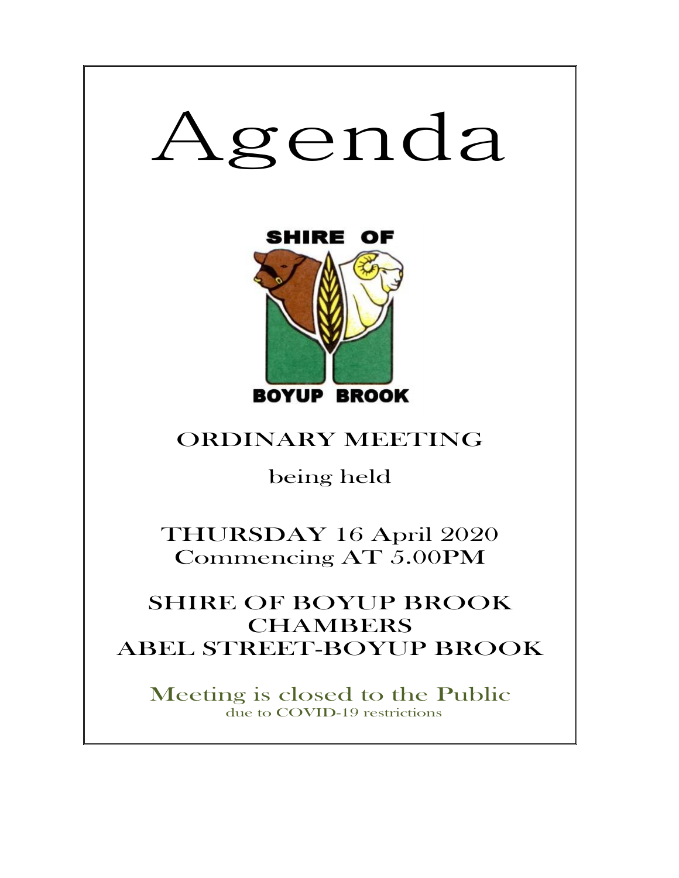# Agenda

SHIRE OF

BOYUP BROOK

## ORDINARY MEETING

being held

THURSDAY 16 April 2020
Commencing AT 5.00PM

SHIRE OF BOYUP BROOK
CHAMBERS
ABEL STREET-BOYUP BROOK

Meeting is closed to the Public
due to COVID-19 restrictions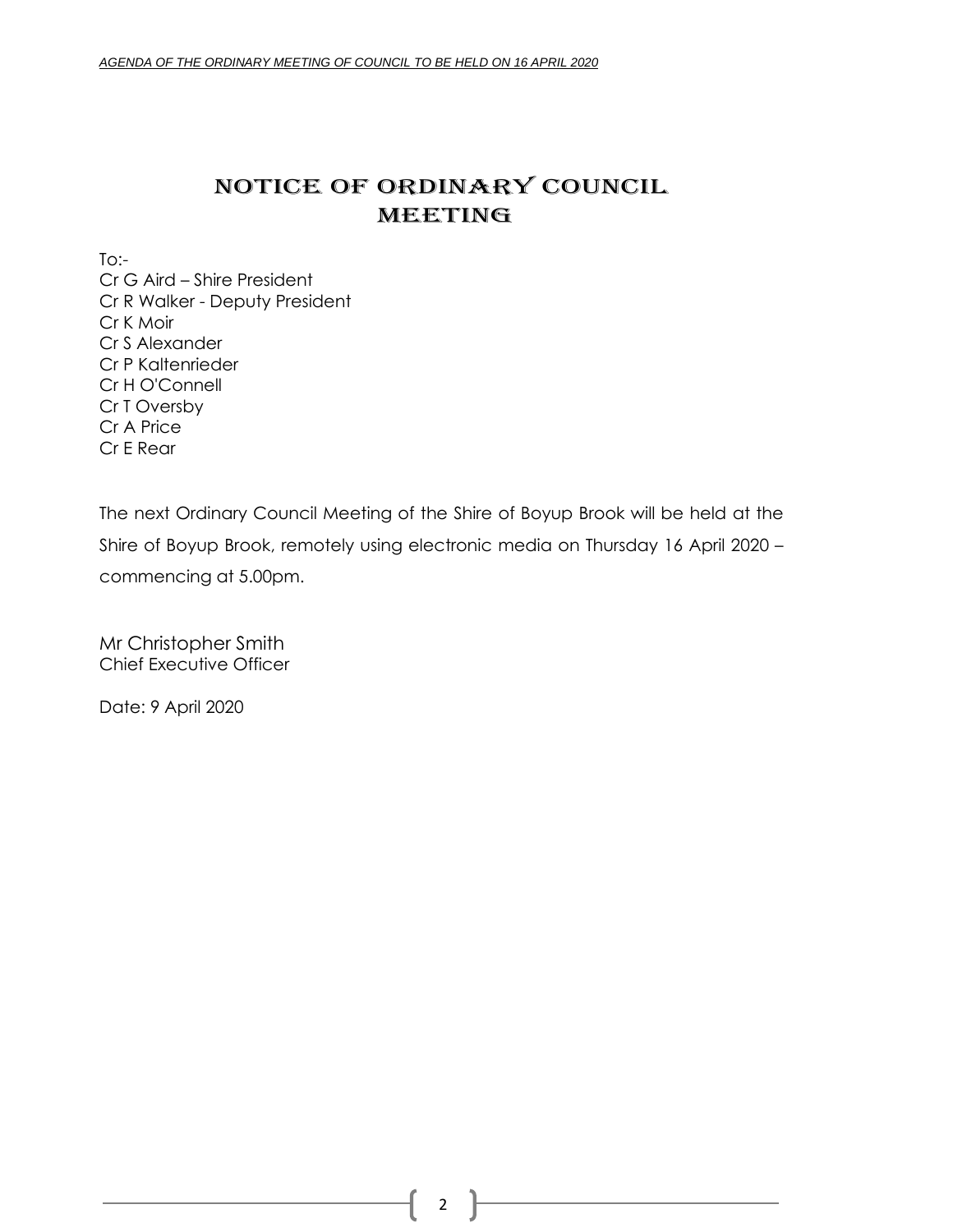# NOTICE OF ORDINARY COUNCIL MEETING

To:-
Cr G Aird – Shire President
Cr R Walker - Deputy President
Cr K Moir
Cr S Alexander
Cr P Kaltenrieder
Cr H O'Connell
Cr T Oversby
Cr A Price
Cr E Rear

The next Ordinary Council Meeting of the Shire of Boyup Brook will be held at the Shire of Boyup Brook, remotely using electronic media on Thursday 16 April 2020 – commencing at 5.00pm.

Mr Christopher Smith
Chief Executive Officer

Date: 9 April 2020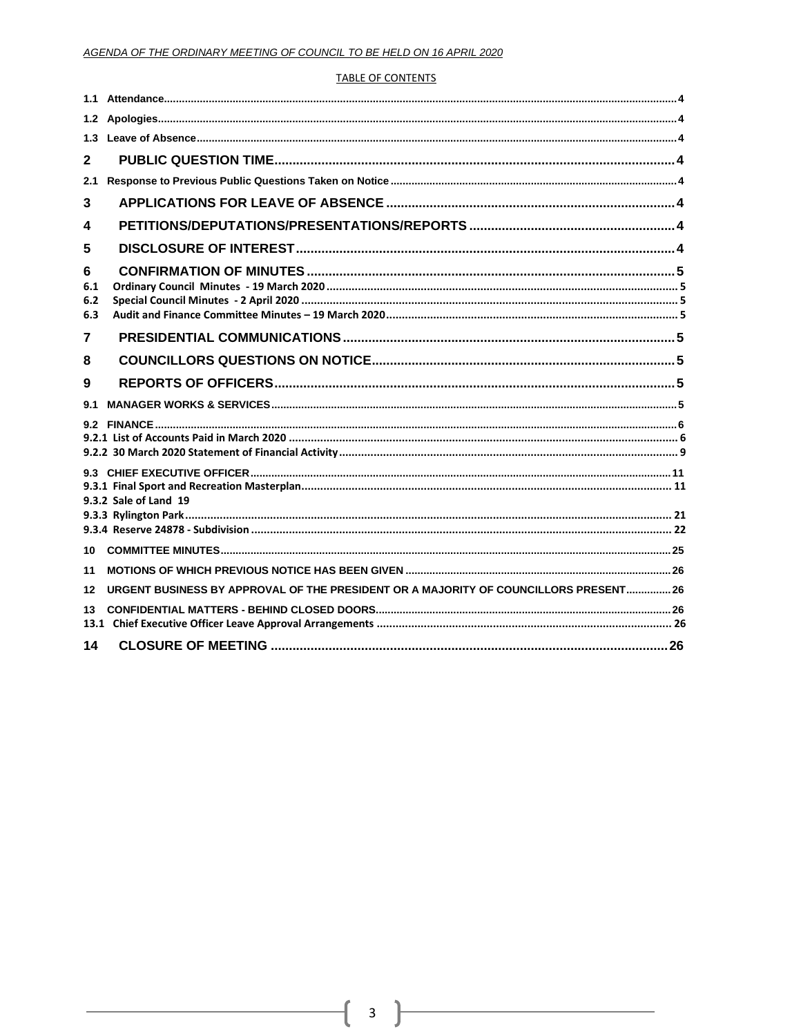TABLE OF CONTENTS

| | | |
|---|---|---|
| 1.1 | Attendance | 4 |
| 1.2 | Apologies | 4 |
| 1.3 | Leave of Absence | 4 |
| **2** | **PUBLIC QUESTION TIME** | **4** |
| 2.1 | Response to Previous Public Questions Taken on Notice | 4 |
| **3** | **APPLICATIONS FOR LEAVE OF ABSENCE** | **4** |
| **4** | **PETITIONS/DEPUTATIONS/PRESENTATIONS/REPORTS** | **4** |
| **5** | **DISCLOSURE OF INTEREST** | **4** |
| **6** | **CONFIRMATION OF MINUTES** | **5** |
| 6.1 | Ordinary Council Minutes - 19 March 2020 | 5 |
| 6.2 | Special Council Minutes - 2 April 2020 | 5 |
| 6.3 | Audit and Finance Committee Minutes – 19 March 2020 | 5 |
| **7** | **PRESIDENTIAL COMMUNICATIONS** | **5** |
| **8** | **COUNCILLORS QUESTIONS ON NOTICE** | **5** |
| **9** | **REPORTS OF OFFICERS** | **5** |
| 9.1 | MANAGER WORKS & SERVICES | 5 |
| 9.2 | FINANCE | 6 |
| 9.2.1 | List of Accounts Paid in March 2020 | 6 |
| 9.2.2 | 30 March 2020 Statement of Financial Activity | 9 |
| 9.3 | CHIEF EXECUTIVE OFFICER | 11 |
| 9.3.1 | Final Sport and Recreation Masterplan | 11 |
| 9.3.2 | Sale of Land 19 | |
| 9.3.3 | Rylington Park | 21 |
| 9.3.4 | Reserve 24878 - Subdivision | 22 |
| 10 | COMMITTEE MINUTES | 25 |
| 11 | MOTIONS OF WHICH PREVIOUS NOTICE HAS BEEN GIVEN | 26 |
| 12 | URGENT BUSINESS BY APPROVAL OF THE PRESIDENT OR A MAJORITY OF COUNCILLORS PRESENT | 26 |
| 13 | CONFIDENTIAL MATTERS - BEHIND CLOSED DOORS | 26 |
| 13.1 | Chief Executive Officer Leave Approval Arrangements | 26 |
| **14** | **CLOSURE OF MEETING** | **26** |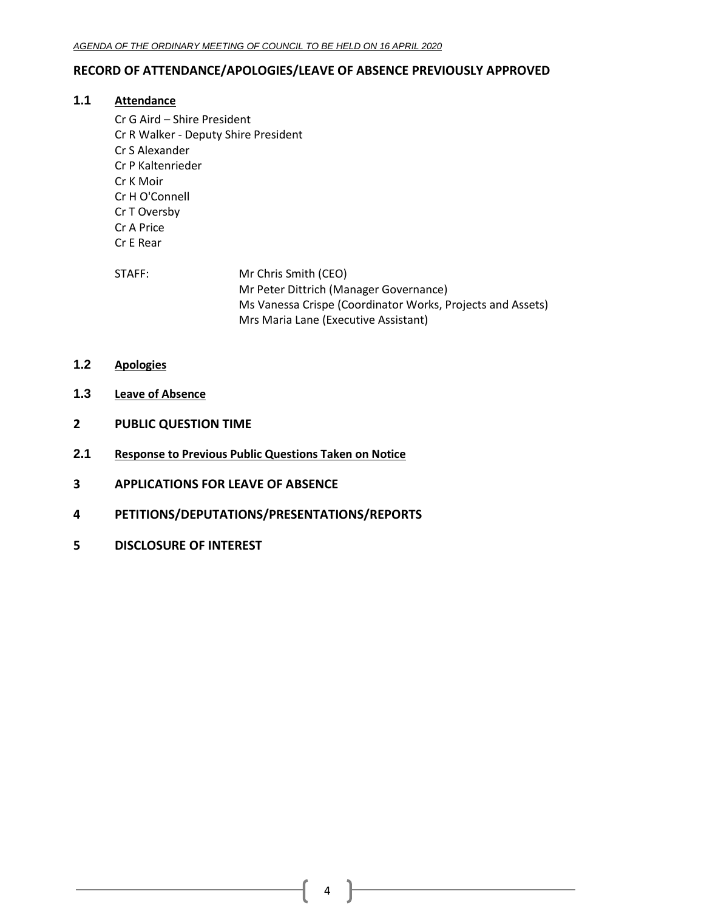## RECORD OF ATTENDANCE/APOLOGIES/LEAVE OF ABSENCE PREVIOUSLY APPROVED

### 1.1 Attendance

Cr G Aird – Shire President
Cr R Walker - Deputy Shire President
Cr S Alexander
Cr P Kaltenrieder
Cr K Moir
Cr H O'Connell
Cr T Oversby
Cr A Price
Cr E Rear

STAFF:
Mr Chris Smith (CEO)
Mr Peter Dittrich (Manager Governance)
Ms Vanessa Crispe (Coordinator Works, Projects and Assets)
Mrs Maria Lane (Executive Assistant)

### 1.2 Apologies

### 1.3 Leave of Absence

## 2 PUBLIC QUESTION TIME

### 2.1 Response to Previous Public Questions Taken on Notice

## 3 APPLICATIONS FOR LEAVE OF ABSENCE

## 4 PETITIONS/DEPUTATIONS/PRESENTATIONS/REPORTS

## 5 DISCLOSURE OF INTEREST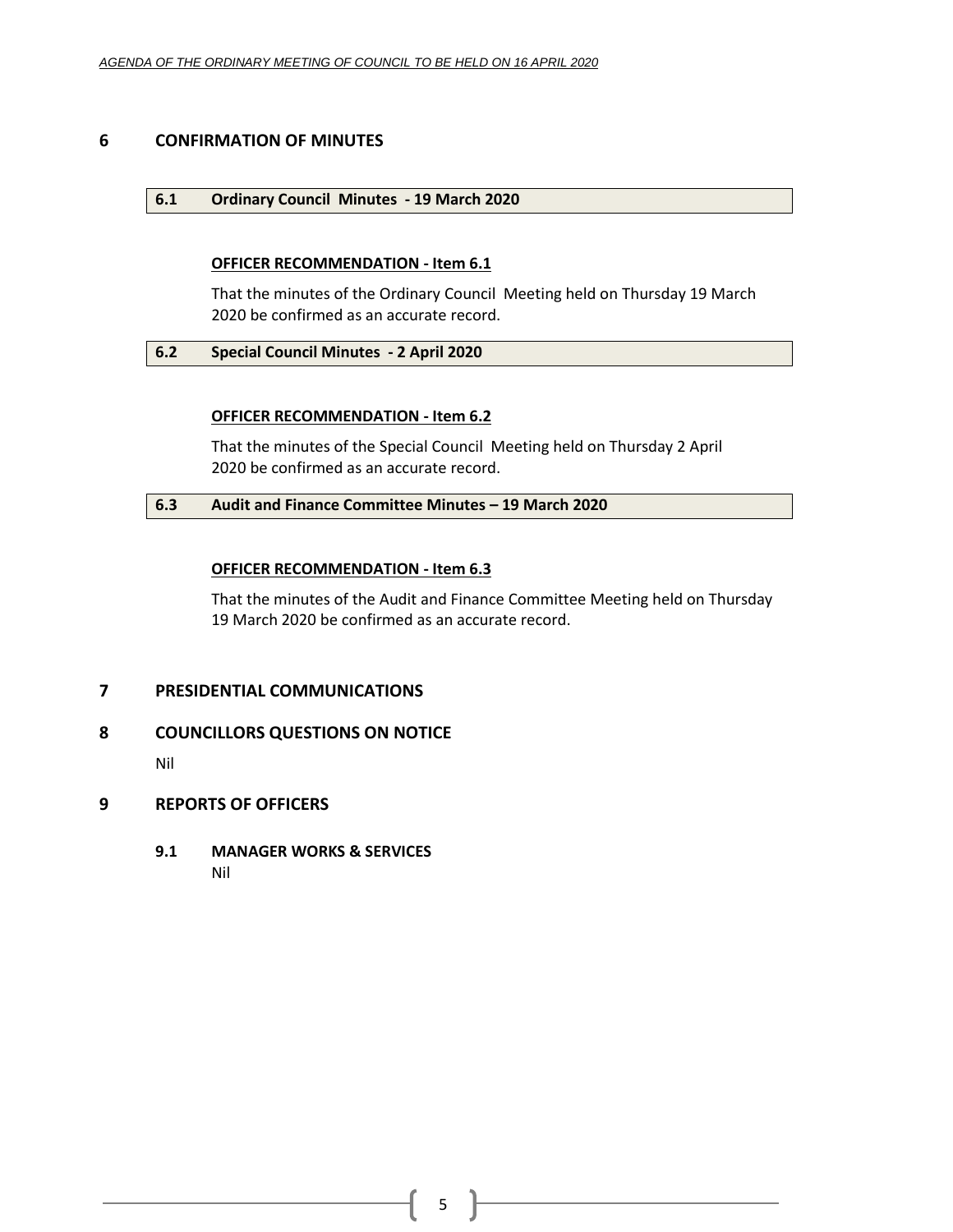# 6 CONFIRMATION OF MINUTES

## 6.1 Ordinary Council Minutes - 19 March 2020

**OFFICER RECOMMENDATION - Item 6.1**

That the minutes of the Ordinary Council Meeting held on Thursday 19 March 2020 be confirmed as an accurate record.

## 6.2 Special Council Minutes - 2 April 2020

**OFFICER RECOMMENDATION - Item 6.2**

That the minutes of the Special Council Meeting held on Thursday 2 April 2020 be confirmed as an accurate record.

## 6.3 Audit and Finance Committee Minutes – 19 March 2020

**OFFICER RECOMMENDATION - Item 6.3**

That the minutes of the Audit and Finance Committee Meeting held on Thursday 19 March 2020 be confirmed as an accurate record.

# 7 PRESIDENTIAL COMMUNICATIONS

# 8 COUNCILLORS QUESTIONS ON NOTICE

Nil

# 9 REPORTS OF OFFICERS

## 9.1 MANAGER WORKS & SERVICES

Nil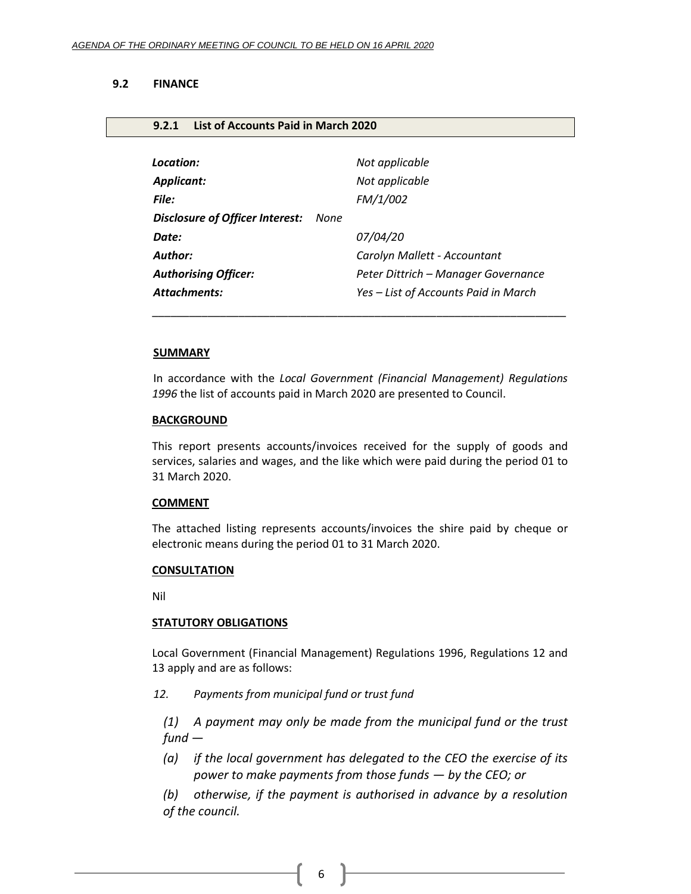## 9.2 FINANCE

### 9.2.1 List of Accounts Paid in March 2020

| | |
|---|---|
| ***Location:*** | *Not applicable* |
| ***Applicant:*** | *Not applicable* |
| ***File:*** | *FM/1/002* |
| ***Disclosure of Officer Interest:*** | *None* |
| ***Date:*** | *07/04/20* |
| ***Author:*** | *Carolyn Mallett - Accountant* |
| ***Authorising Officer:*** | *Peter Dittrich – Manager Governance* |
| ***Attachments:*** | *Yes – List of Accounts Paid in March* |

---

**SUMMARY**

In accordance with the *Local Government (Financial Management) Regulations 1996* the list of accounts paid in March 2020 are presented to Council.

**BACKGROUND**

This report presents accounts/invoices received for the supply of goods and services, salaries and wages, and the like which were paid during the period 01 to 31 March 2020.

**COMMENT**

The attached listing represents accounts/invoices the shire paid by cheque or electronic means during the period 01 to 31 March 2020.

**CONSULTATION**

Nil

**STATUTORY OBLIGATIONS**

Local Government (Financial Management) Regulations 1996, Regulations 12 and 13 apply and are as follows:

*12. Payments from municipal fund or trust fund*

*(1) A payment may only be made from the municipal fund or the trust fund —*

*(a) if the local government has delegated to the CEO the exercise of its power to make payments from those funds — by the CEO; or*

*(b) otherwise, if the payment is authorised in advance by a resolution of the council.*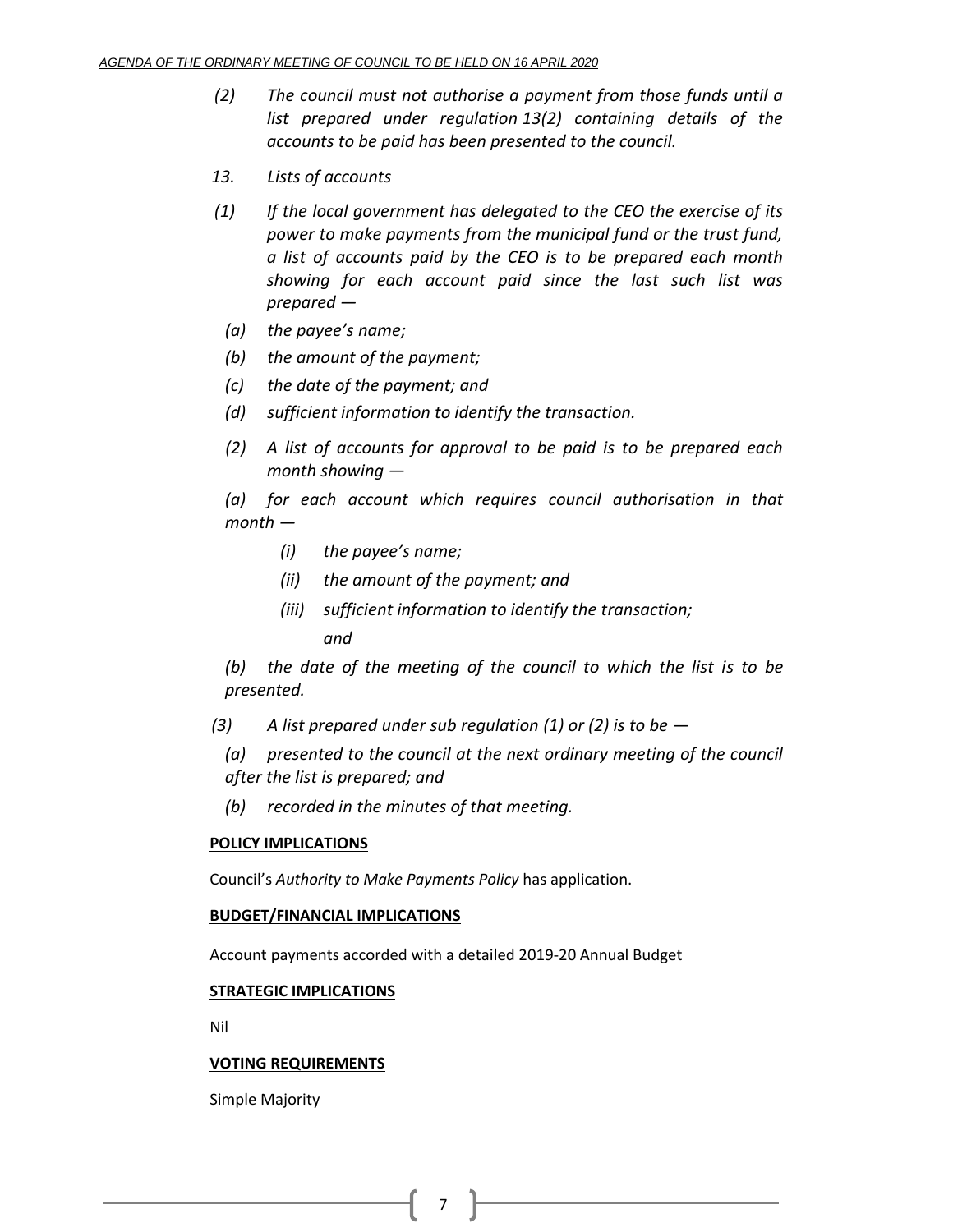*(2) The council must not authorise a payment from those funds until a list prepared under regulation 13(2) containing details of the accounts to be paid has been presented to the council.*

*13. Lists of accounts*

*(1) If the local government has delegated to the CEO the exercise of its power to make payments from the municipal fund or the trust fund, a list of accounts paid by the CEO is to be prepared each month showing for each account paid since the last such list was prepared —*

*(a) the payee's name;*

*(b) the amount of the payment;*

*(c) the date of the payment; and*

*(d) sufficient information to identify the transaction.*

*(2) A list of accounts for approval to be paid is to be prepared each month showing —*

*(a) for each account which requires council authorisation in that month —*

*(i) the payee's name;*

*(ii) the amount of the payment; and*

*(iii) sufficient information to identify the transaction; and*

*(b) the date of the meeting of the council to which the list is to be presented.*

*(3) A list prepared under sub regulation (1) or (2) is to be —*

*(a) presented to the council at the next ordinary meeting of the council after the list is prepared; and*

*(b) recorded in the minutes of that meeting.*

**POLICY IMPLICATIONS**

Council's *Authority to Make Payments Policy* has application.

**BUDGET/FINANCIAL IMPLICATIONS**

Account payments accorded with a detailed 2019-20 Annual Budget

**STRATEGIC IMPLICATIONS**

Nil

**VOTING REQUIREMENTS**

Simple Majority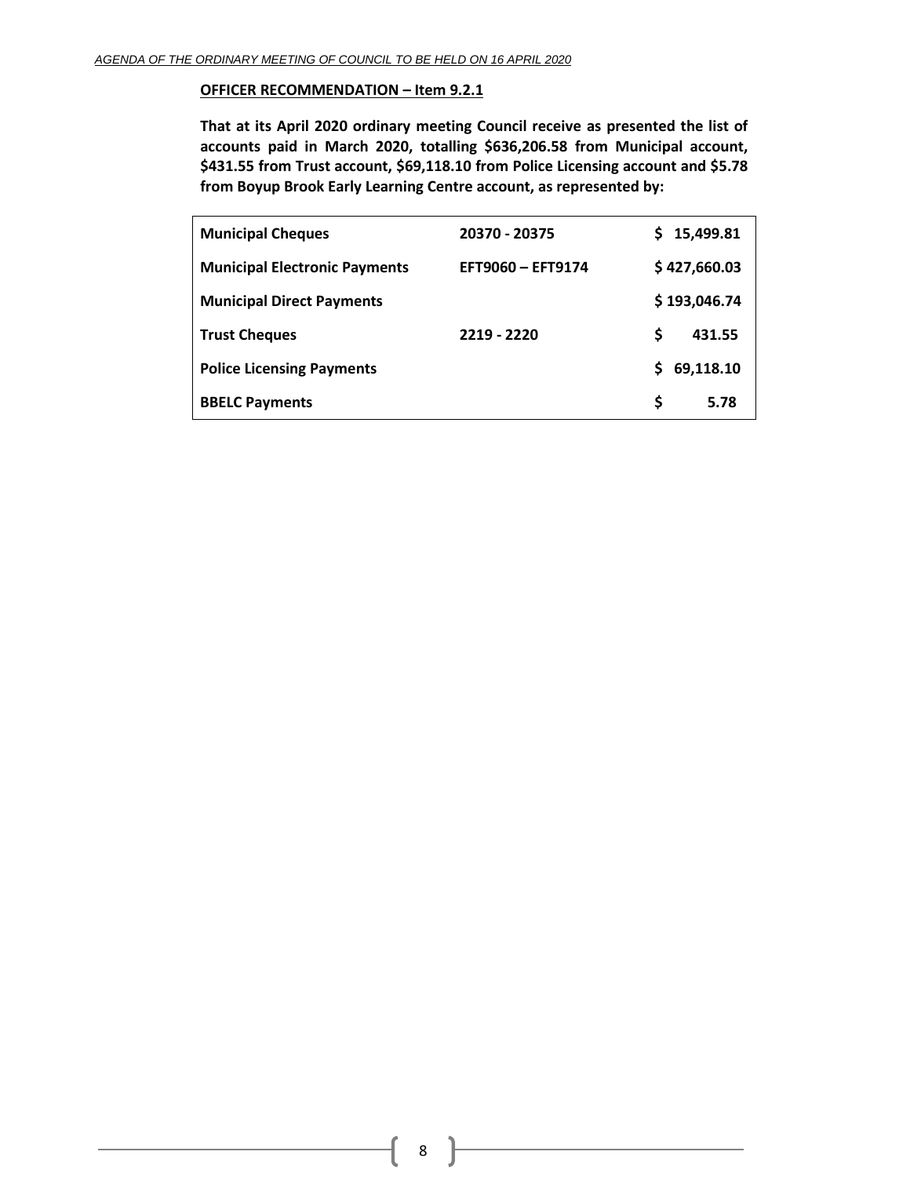**OFFICER RECOMMENDATION – Item 9.2.1**

**That at its April 2020 ordinary meeting Council receive as presented the list of accounts paid in March 2020, totalling $636,206.58 from Municipal account, $431.55 from Trust account, $69,118.10 from Police Licensing account and $5.78 from Boyup Brook Early Learning Centre account, as represented by:**

| | | |
|---|---|---|
| **Municipal Cheques** | **20370 - 20375** | **$ 15,499.81** |
| **Municipal Electronic Payments** | **EFT9060 – EFT9174** | **$ 427,660.03** |
| **Municipal Direct Payments** | | **$ 193,046.74** |
| **Trust Cheques** | **2219 - 2220** | **$ 431.55** |
| **Police Licensing Payments** | | **$ 69,118.10** |
| **BBELC Payments** | | **$ 5.78** |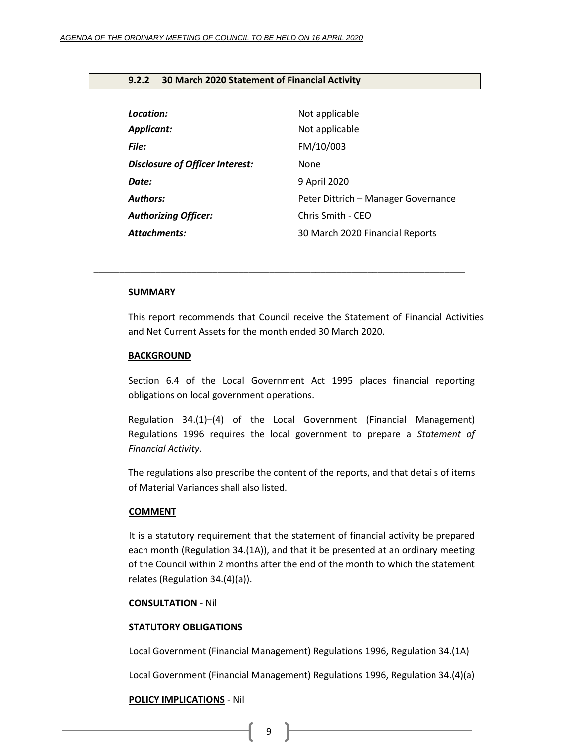### 9.2.2 30 March 2020 Statement of Financial Activity

| | |
|---|---|
| ***Location:*** | Not applicable |
| ***Applicant:*** | Not applicable |
| ***File:*** | FM/10/003 |
| ***Disclosure of Officer Interest:*** | None |
| ***Date:*** | 9 April 2020 |
| ***Authors:*** | Peter Dittrich – Manager Governance |
| ***Authorizing Officer:*** | Chris Smith - CEO |
| ***Attachments:*** | 30 March 2020 Financial Reports |

---

**SUMMARY**

This report recommends that Council receive the Statement of Financial Activities and Net Current Assets for the month ended 30 March 2020.

**BACKGROUND**

Section 6.4 of the Local Government Act 1995 places financial reporting obligations on local government operations.

Regulation 34.(1)–(4) of the Local Government (Financial Management) Regulations 1996 requires the local government to prepare a *Statement of Financial Activity*.

The regulations also prescribe the content of the reports, and that details of items of Material Variances shall also listed.

**COMMENT**

It is a statutory requirement that the statement of financial activity be prepared each month (Regulation 34.(1A)), and that it be presented at an ordinary meeting of the Council within 2 months after the end of the month to which the statement relates (Regulation 34.(4)(a)).

**CONSULTATION** - Nil

**STATUTORY OBLIGATIONS**

Local Government (Financial Management) Regulations 1996, Regulation 34.(1A)

Local Government (Financial Management) Regulations 1996, Regulation 34.(4)(a)

**POLICY IMPLICATIONS** - Nil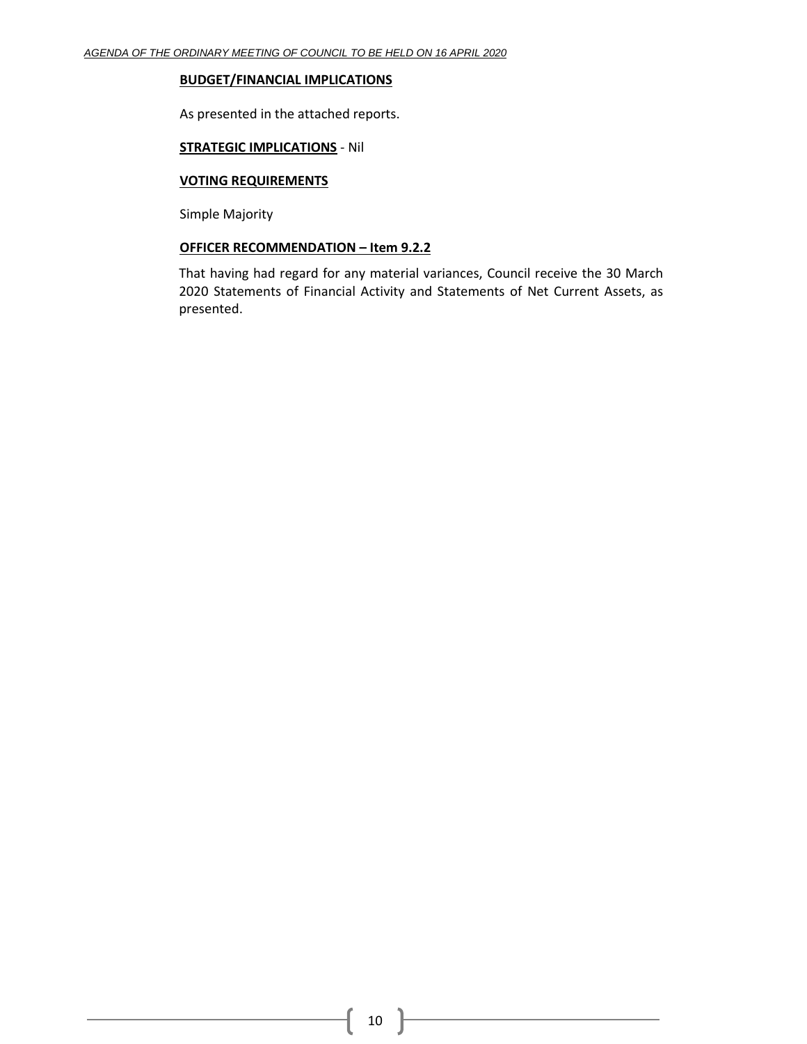**BUDGET/FINANCIAL IMPLICATIONS**

As presented in the attached reports.

**STRATEGIC IMPLICATIONS** - Nil

**VOTING REQUIREMENTS**

Simple Majority

**OFFICER RECOMMENDATION – Item 9.2.2**

That having had regard for any material variances, Council receive the 30 March 2020 Statements of Financial Activity and Statements of Net Current Assets, as presented.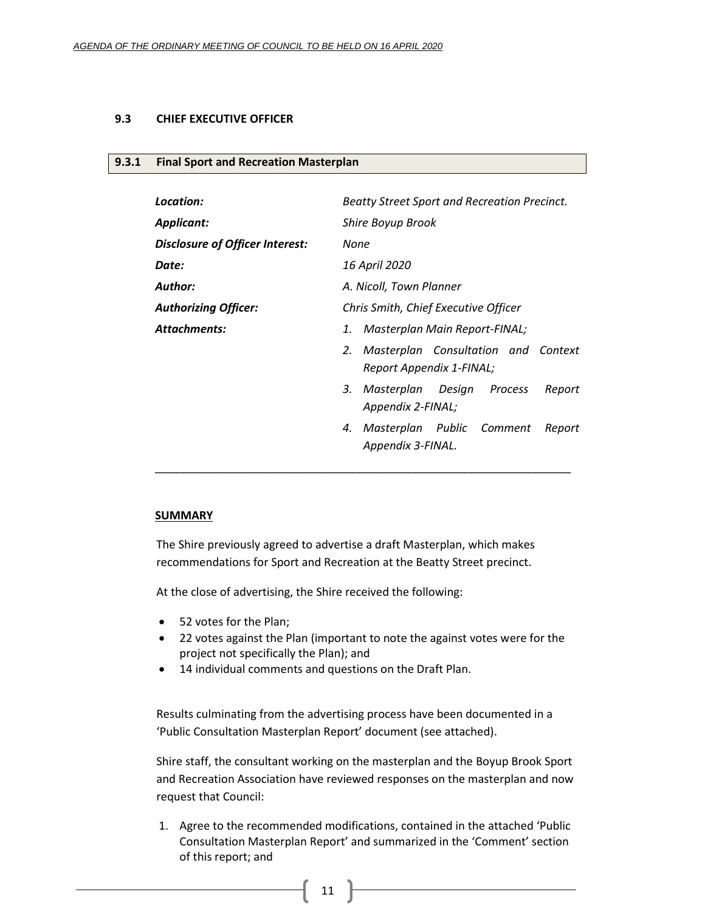## 9.3 CHIEF EXECUTIVE OFFICER

### 9.3.1 Final Sport and Recreation Masterplan

| | |
|---|---|
| ***Location:*** | *Beatty Street Sport and Recreation Precinct.* |
| ***Applicant:*** | *Shire Boyup Brook* |
| ***Disclosure of Officer Interest:*** | *None* |
| ***Date:*** | *16 April 2020* |
| ***Author:*** | *A. Nicoll, Town Planner* |
| ***Authorizing Officer:*** | *Chris Smith, Chief Executive Officer* |
| ***Attachments:*** | *1. Masterplan Main Report-FINAL;* |
| | *2. Masterplan Consultation and Context Report Appendix 1-FINAL;* |
| | *3. Masterplan Design Process Report Appendix 2-FINAL;* |
| | *4. Masterplan Public Comment Report Appendix 3-FINAL.* |

---

**SUMMARY**

The Shire previously agreed to advertise a draft Masterplan, which makes recommendations for Sport and Recreation at the Beatty Street precinct.

At the close of advertising, the Shire received the following:

- 52 votes for the Plan;
- 22 votes against the Plan (important to note the against votes were for the project not specifically the Plan); and
- 14 individual comments and questions on the Draft Plan.

Results culminating from the advertising process have been documented in a 'Public Consultation Masterplan Report' document (see attached).

Shire staff, the consultant working on the masterplan and the Boyup Brook Sport and Recreation Association have reviewed responses on the masterplan and now request that Council:

1. Agree to the recommended modifications, contained in the attached 'Public Consultation Masterplan Report' and summarized in the 'Comment' section of this report; and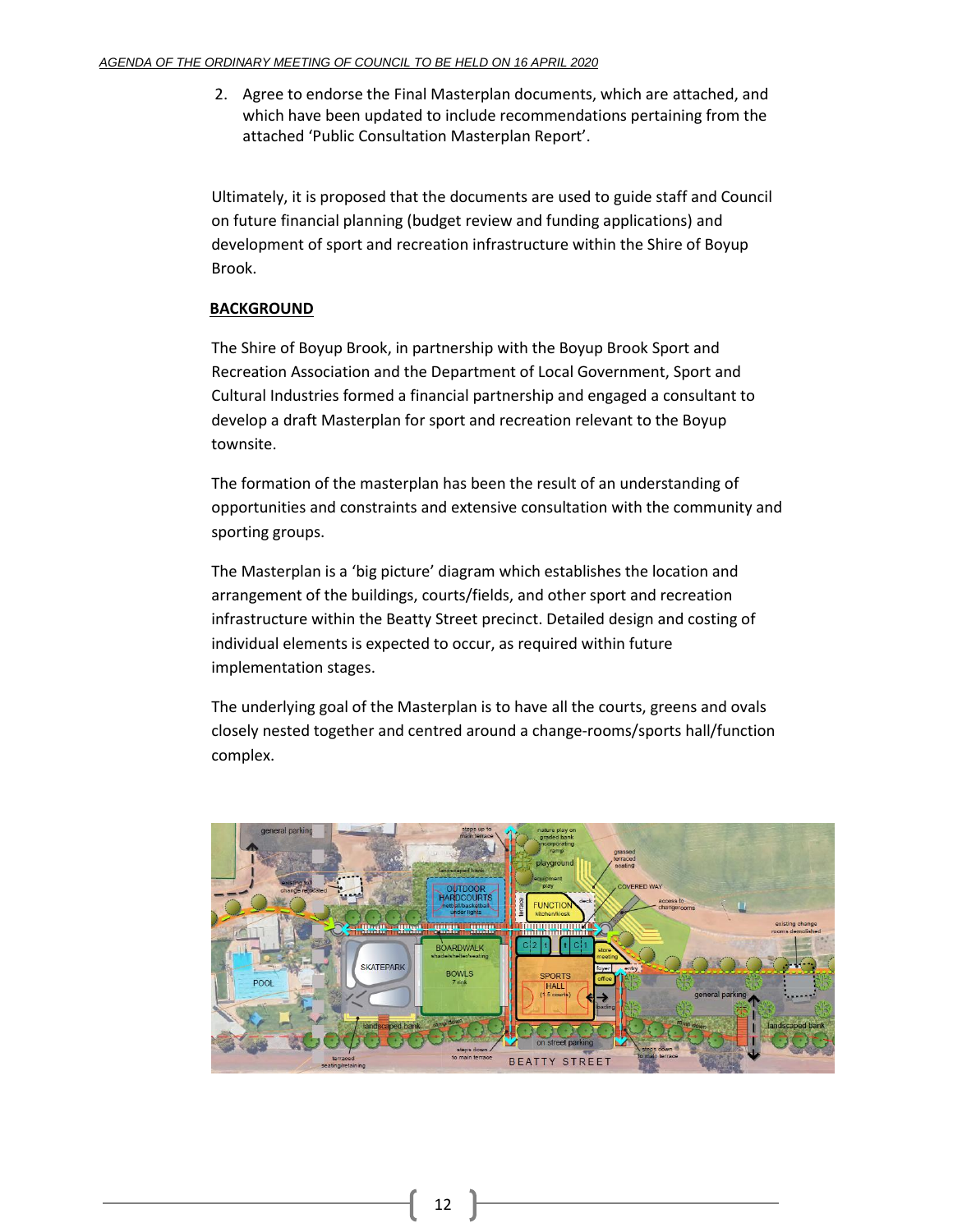2. Agree to endorse the Final Masterplan documents, which are attached, and which have been updated to include recommendations pertaining from the attached 'Public Consultation Masterplan Report'.

Ultimately, it is proposed that the documents are used to guide staff and Council on future financial planning (budget review and funding applications) and development of sport and recreation infrastructure within the Shire of Boyup Brook.

## BACKGROUND

The Shire of Boyup Brook, in partnership with the Boyup Brook Sport and Recreation Association and the Department of Local Government, Sport and Cultural Industries formed a financial partnership and engaged a consultant to develop a draft Masterplan for sport and recreation relevant to the Boyup townsite.

The formation of the masterplan has been the result of an understanding of opportunities and constraints and extensive consultation with the community and sporting groups.

The Masterplan is a 'big picture' diagram which establishes the location and arrangement of the buildings, courts/fields, and other sport and recreation infrastructure within the Beatty Street precinct. Detailed design and costing of individual elements is expected to occur, as required within future implementation stages.

The underlying goal of the Masterplan is to have all the courts, greens and ovals closely nested together and centred around a change-rooms/sports hall/function complex.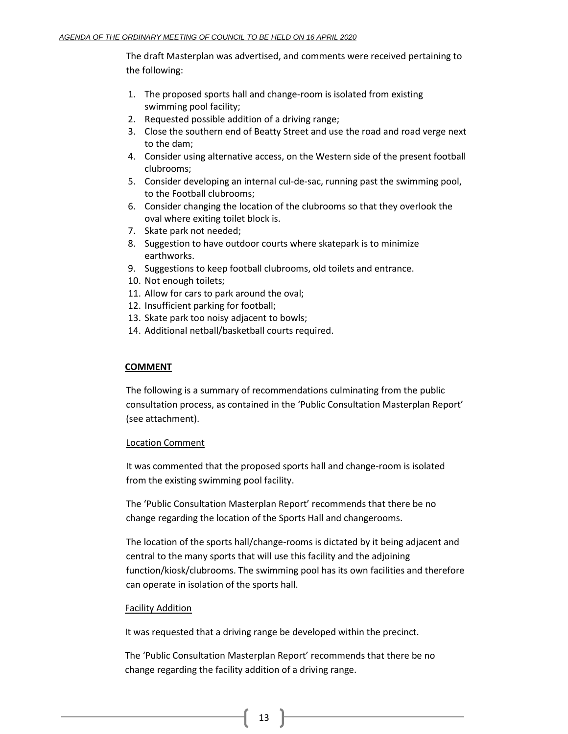The draft Masterplan was advertised, and comments were received pertaining to the following:

1. The proposed sports hall and change-room is isolated from existing swimming pool facility;
2. Requested possible addition of a driving range;
3. Close the southern end of Beatty Street and use the road and road verge next to the dam;
4. Consider using alternative access, on the Western side of the present football clubrooms;
5. Consider developing an internal cul-de-sac, running past the swimming pool, to the Football clubrooms;
6. Consider changing the location of the clubrooms so that they overlook the oval where exiting toilet block is.
7. Skate park not needed;
8. Suggestion to have outdoor courts where skatepark is to minimize earthworks.
9. Suggestions to keep football clubrooms, old toilets and entrance.
10. Not enough toilets;
11. Allow for cars to park around the oval;
12. Insufficient parking for football;
13. Skate park too noisy adjacent to bowls;
14. Additional netball/basketball courts required.

## COMMENT

The following is a summary of recommendations culminating from the public consultation process, as contained in the 'Public Consultation Masterplan Report' (see attachment).

### Location Comment

It was commented that the proposed sports hall and change-room is isolated from the existing swimming pool facility.

The 'Public Consultation Masterplan Report' recommends that there be no change regarding the location of the Sports Hall and changerooms.

The location of the sports hall/change-rooms is dictated by it being adjacent and central to the many sports that will use this facility and the adjoining function/kiosk/clubrooms. The swimming pool has its own facilities and therefore can operate in isolation of the sports hall.

### Facility Addition

It was requested that a driving range be developed within the precinct.

The 'Public Consultation Masterplan Report' recommends that there be no change regarding the facility addition of a driving range.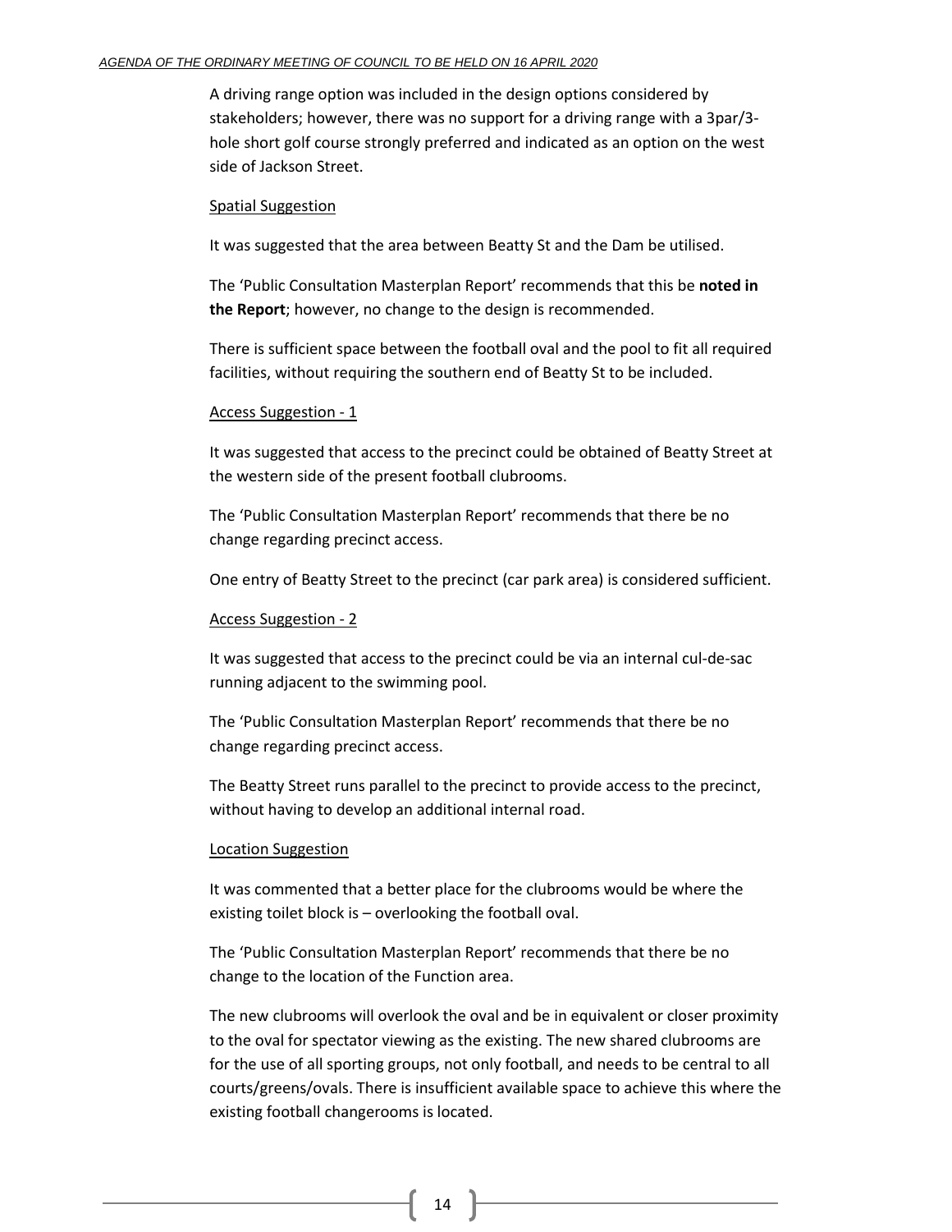A driving range option was included in the design options considered by stakeholders; however, there was no support for a driving range with a 3par/3-hole short golf course strongly preferred and indicated as an option on the west side of Jackson Street.

<u>Spatial Suggestion</u>

It was suggested that the area between Beatty St and the Dam be utilised.

The 'Public Consultation Masterplan Report' recommends that this be **noted in the Report**; however, no change to the design is recommended.

There is sufficient space between the football oval and the pool to fit all required facilities, without requiring the southern end of Beatty St to be included.

<u>Access Suggestion - 1</u>

It was suggested that access to the precinct could be obtained of Beatty Street at the western side of the present football clubrooms.

The 'Public Consultation Masterplan Report' recommends that there be no change regarding precinct access.

One entry of Beatty Street to the precinct (car park area) is considered sufficient.

<u>Access Suggestion - 2</u>

It was suggested that access to the precinct could be via an internal cul-de-sac running adjacent to the swimming pool.

The 'Public Consultation Masterplan Report' recommends that there be no change regarding precinct access.

The Beatty Street runs parallel to the precinct to provide access to the precinct, without having to develop an additional internal road.

<u>Location Suggestion</u>

It was commented that a better place for the clubrooms would be where the existing toilet block is – overlooking the football oval.

The 'Public Consultation Masterplan Report' recommends that there be no change to the location of the Function area.

The new clubrooms will overlook the oval and be in equivalent or closer proximity to the oval for spectator viewing as the existing. The new shared clubrooms are for the use of all sporting groups, not only football, and needs to be central to all courts/greens/ovals. There is insufficient available space to achieve this where the existing football changerooms is located.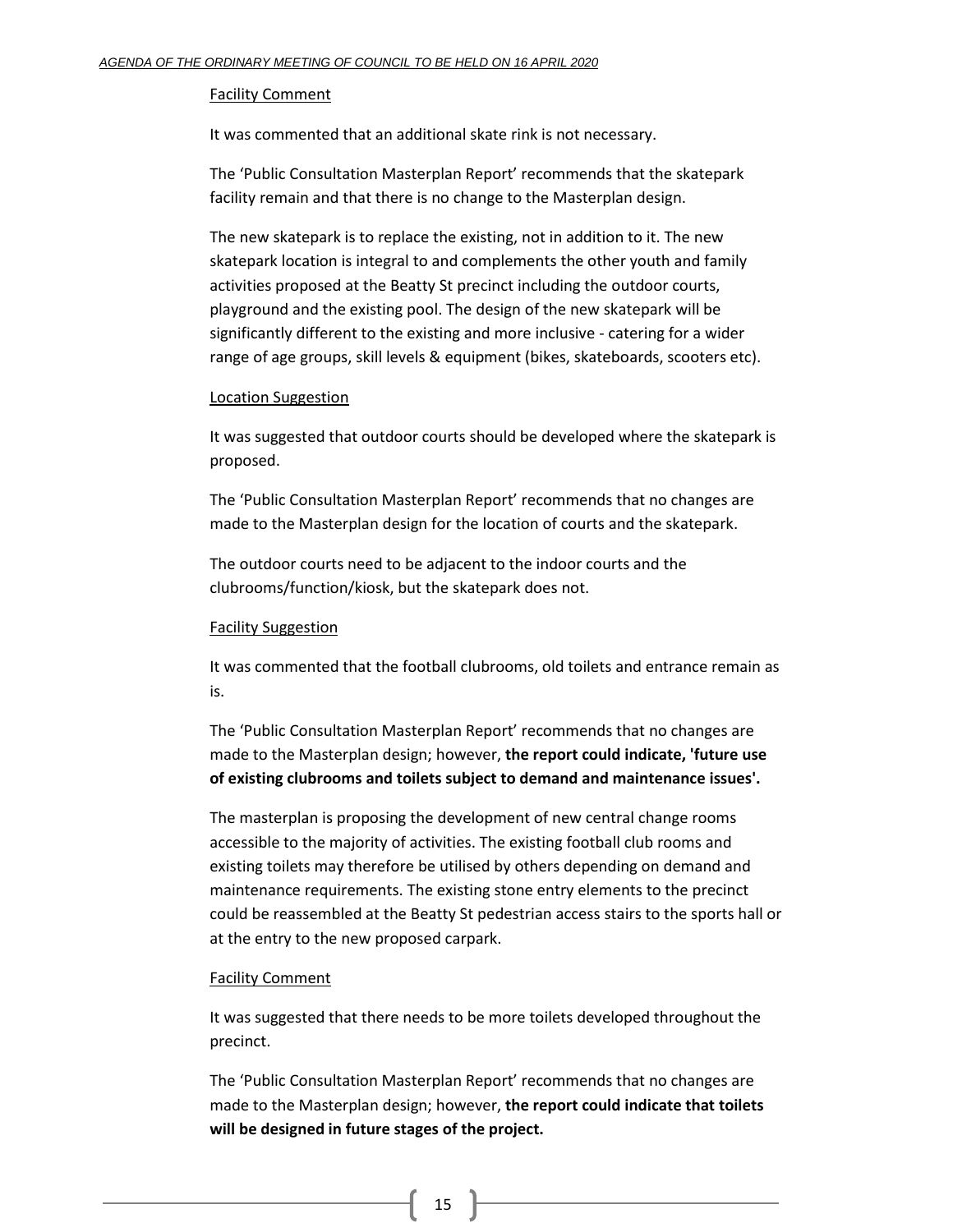Facility Comment

It was commented that an additional skate rink is not necessary.

The 'Public Consultation Masterplan Report' recommends that the skatepark facility remain and that there is no change to the Masterplan design.

The new skatepark is to replace the existing, not in addition to it. The new skatepark location is integral to and complements the other youth and family activities proposed at the Beatty St precinct including the outdoor courts, playground and the existing pool. The design of the new skatepark will be significantly different to the existing and more inclusive - catering for a wider range of age groups, skill levels & equipment (bikes, skateboards, scooters etc).

Location Suggestion

It was suggested that outdoor courts should be developed where the skatepark is proposed.

The 'Public Consultation Masterplan Report' recommends that no changes are made to the Masterplan design for the location of courts and the skatepark.

The outdoor courts need to be adjacent to the indoor courts and the clubrooms/function/kiosk, but the skatepark does not.

Facility Suggestion

It was commented that the football clubrooms, old toilets and entrance remain as is.

The 'Public Consultation Masterplan Report' recommends that no changes are made to the Masterplan design; however, **the report could indicate, 'future use of existing clubrooms and toilets subject to demand and maintenance issues'.**

The masterplan is proposing the development of new central change rooms accessible to the majority of activities. The existing football club rooms and existing toilets may therefore be utilised by others depending on demand and maintenance requirements. The existing stone entry elements to the precinct could be reassembled at the Beatty St pedestrian access stairs to the sports hall or at the entry to the new proposed carpark.

Facility Comment

It was suggested that there needs to be more toilets developed throughout the precinct.

The 'Public Consultation Masterplan Report' recommends that no changes are made to the Masterplan design; however, **the report could indicate that toilets will be designed in future stages of the project.**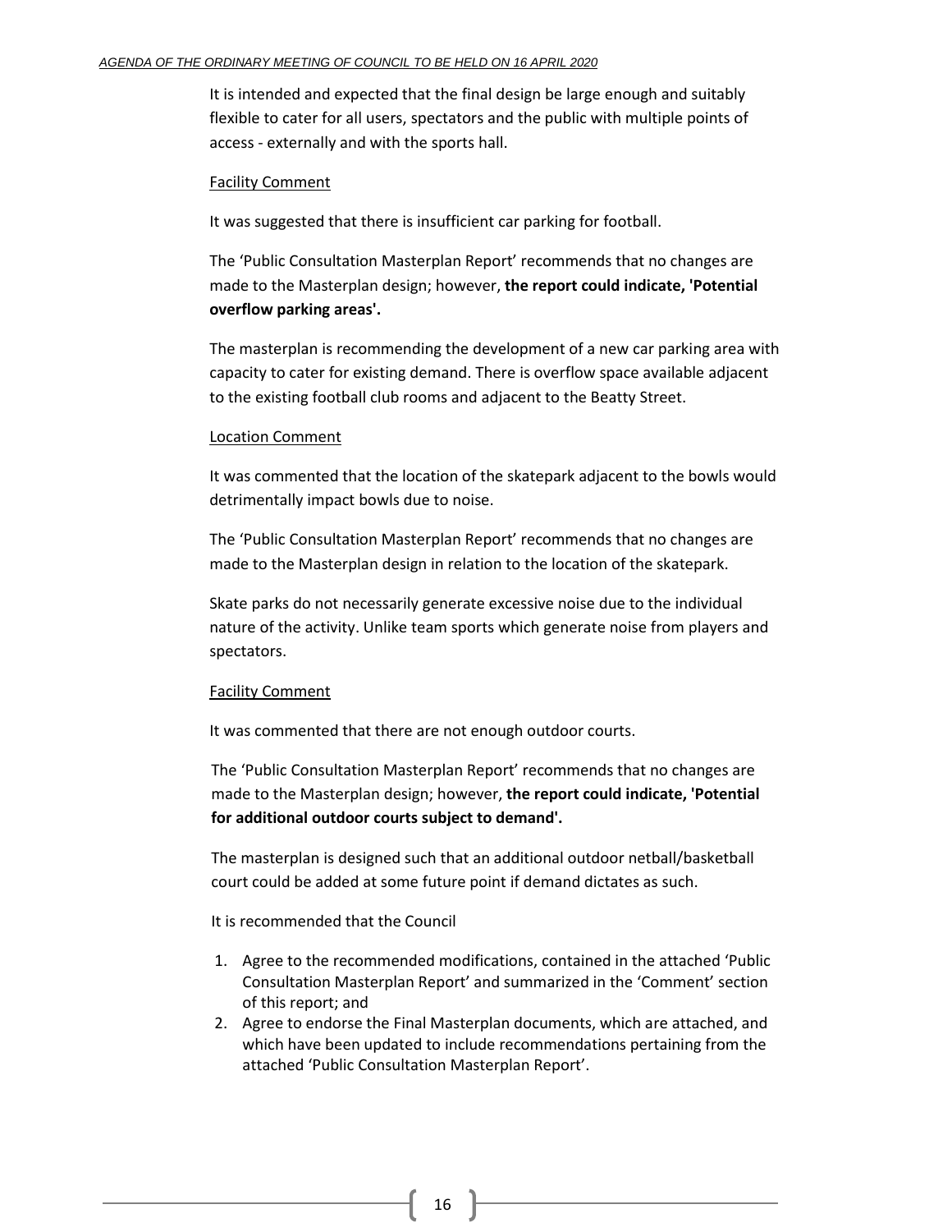It is intended and expected that the final design be large enough and suitably flexible to cater for all users, spectators and the public with multiple points of access - externally and with the sports hall.

Facility Comment

It was suggested that there is insufficient car parking for football.

The 'Public Consultation Masterplan Report' recommends that no changes are made to the Masterplan design; however, **the report could indicate, 'Potential overflow parking areas'.**

The masterplan is recommending the development of a new car parking area with capacity to cater for existing demand. There is overflow space available adjacent to the existing football club rooms and adjacent to the Beatty Street.

Location Comment

It was commented that the location of the skatepark adjacent to the bowls would detrimentally impact bowls due to noise.

The 'Public Consultation Masterplan Report' recommends that no changes are made to the Masterplan design in relation to the location of the skatepark.

Skate parks do not necessarily generate excessive noise due to the individual nature of the activity. Unlike team sports which generate noise from players and spectators.

Facility Comment

It was commented that there are not enough outdoor courts.

The 'Public Consultation Masterplan Report' recommends that no changes are made to the Masterplan design; however, **the report could indicate, 'Potential for additional outdoor courts subject to demand'.**

The masterplan is designed such that an additional outdoor netball/basketball court could be added at some future point if demand dictates as such.

It is recommended that the Council

1. Agree to the recommended modifications, contained in the attached 'Public Consultation Masterplan Report' and summarized in the 'Comment' section of this report; and
2. Agree to endorse the Final Masterplan documents, which are attached, and which have been updated to include recommendations pertaining from the attached 'Public Consultation Masterplan Report'.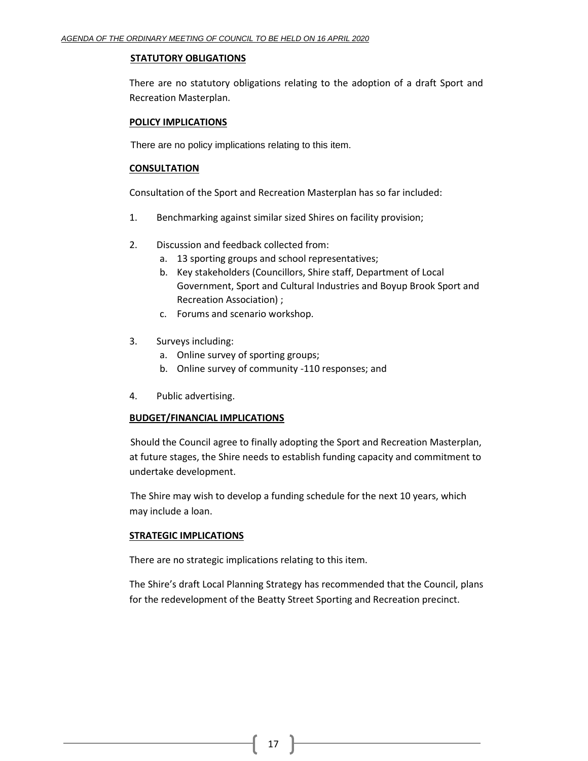**STATUTORY OBLIGATIONS**

There are no statutory obligations relating to the adoption of a draft Sport and Recreation Masterplan.

**POLICY IMPLICATIONS**

There are no policy implications relating to this item.

**CONSULTATION**

Consultation of the Sport and Recreation Masterplan has so far included:

1. Benchmarking against similar sized Shires on facility provision;

2. Discussion and feedback collected from:
   a. 13 sporting groups and school representatives;
   b. Key stakeholders (Councillors, Shire staff, Department of Local Government, Sport and Cultural Industries and Boyup Brook Sport and Recreation Association) ;
   c. Forums and scenario workshop.

3. Surveys including:
   a. Online survey of sporting groups;
   b. Online survey of community -110 responses; and

4. Public advertising.

**BUDGET/FINANCIAL IMPLICATIONS**

Should the Council agree to finally adopting the Sport and Recreation Masterplan, at future stages, the Shire needs to establish funding capacity and commitment to undertake development.

The Shire may wish to develop a funding schedule for the next 10 years, which may include a loan.

**STRATEGIC IMPLICATIONS**

There are no strategic implications relating to this item.

The Shire's draft Local Planning Strategy has recommended that the Council, plans for the redevelopment of the Beatty Street Sporting and Recreation precinct.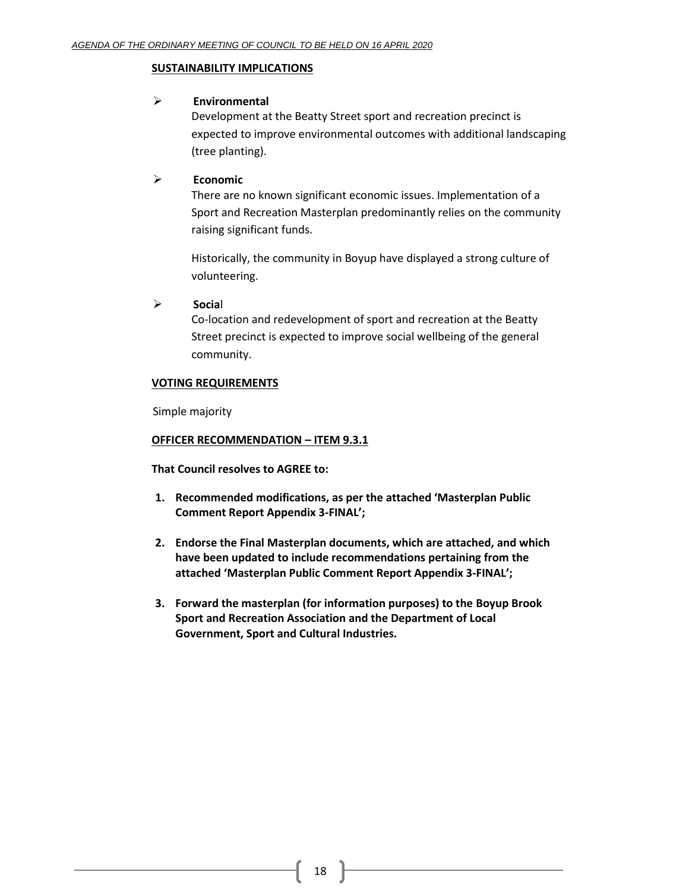**SUSTAINABILITY IMPLICATIONS**

- **Environmental**

  Development at the Beatty Street sport and recreation precinct is expected to improve environmental outcomes with additional landscaping (tree planting).

- **Economic**

  There are no known significant economic issues. Implementation of a Sport and Recreation Masterplan predominantly relies on the community raising significant funds.

  Historically, the community in Boyup have displayed a strong culture of volunteering.

- **Socia**l

  Co-location and redevelopment of sport and recreation at the Beatty Street precinct is expected to improve social wellbeing of the general community.

**VOTING REQUIREMENTS**

Simple majority

**OFFICER RECOMMENDATION – ITEM 9.3.1**

**That Council resolves to AGREE to:**

1. **Recommended modifications, as per the attached 'Masterplan Public Comment Report Appendix 3-FINAL';**
2. **Endorse the Final Masterplan documents, which are attached, and which have been updated to include recommendations pertaining from the attached 'Masterplan Public Comment Report Appendix 3-FINAL';**
3. **Forward the masterplan (for information purposes) to the Boyup Brook Sport and Recreation Association and the Department of Local Government, Sport and Cultural Industries.**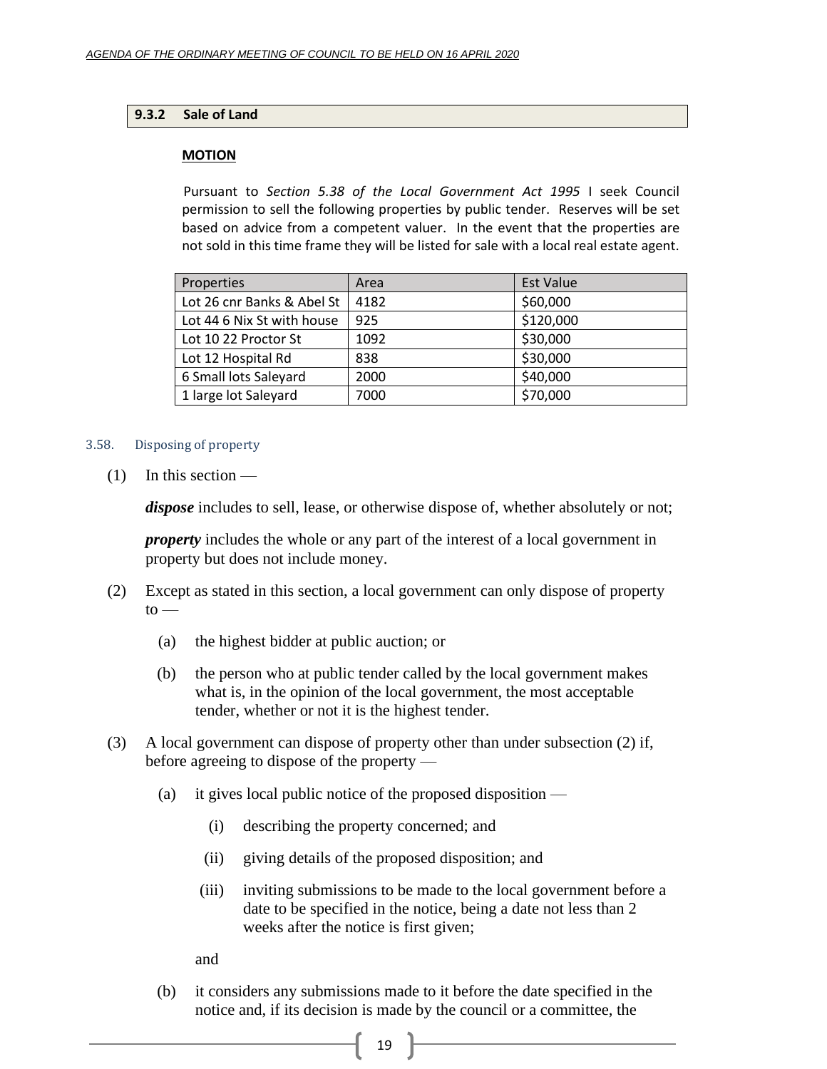### 9.3.2 Sale of Land

**MOTION**

Pursuant to *Section 5.38 of the Local Government Act 1995* I seek Council permission to sell the following properties by public tender. Reserves will be set based on advice from a competent valuer. In the event that the properties are not sold in this time frame they will be listed for sale with a local real estate agent.

| Properties | Area | Est Value |
|---|---|---|
| Lot 26 cnr Banks & Abel St | 4182 | $60,000 |
| Lot 44 6 Nix St with house | 925 | $120,000 |
| Lot 10 22 Proctor St | 1092 | $30,000 |
| Lot 12 Hospital Rd | 838 | $30,000 |
| 6 Small lots Saleyard | 2000 | $40,000 |
| 1 large lot Saleyard | 7000 | $70,000 |

3.58. Disposing of property

(1) In this section —

***dispose*** includes to sell, lease, or otherwise dispose of, whether absolutely or not;

***property*** includes the whole or any part of the interest of a local government in property but does not include money.

(2) Except as stated in this section, a local government can only dispose of property to —

(a) the highest bidder at public auction; or

(b) the person who at public tender called by the local government makes what is, in the opinion of the local government, the most acceptable tender, whether or not it is the highest tender.

(3) A local government can dispose of property other than under subsection (2) if, before agreeing to dispose of the property —

(a) it gives local public notice of the proposed disposition —

(i) describing the property concerned; and

(ii) giving details of the proposed disposition; and

(iii) inviting submissions to be made to the local government before a date to be specified in the notice, being a date not less than 2 weeks after the notice is first given;

and

(b) it considers any submissions made to it before the date specified in the notice and, if its decision is made by the council or a committee, the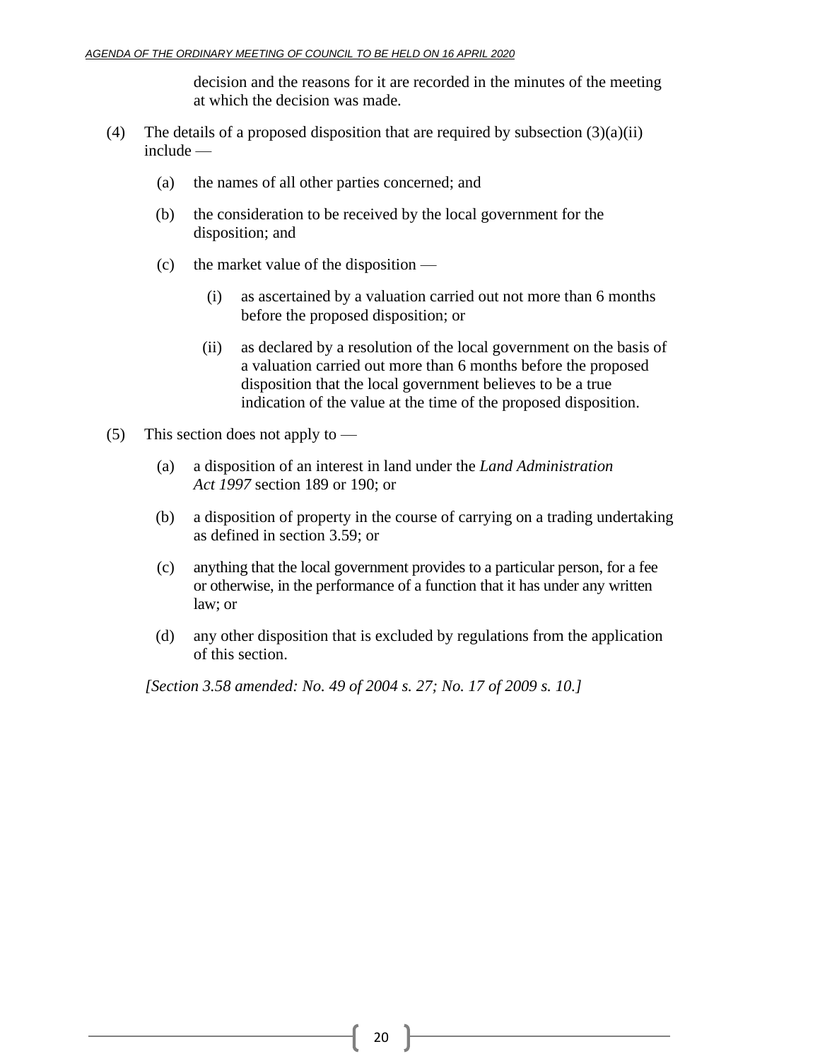decision and the reasons for it are recorded in the minutes of the meeting at which the decision was made.

(4) The details of a proposed disposition that are required by subsection (3)(a)(ii) include —

  (a) the names of all other parties concerned; and

  (b) the consideration to be received by the local government for the disposition; and

  (c) the market value of the disposition —

    (i) as ascertained by a valuation carried out not more than 6 months before the proposed disposition; or

    (ii) as declared by a resolution of the local government on the basis of a valuation carried out more than 6 months before the proposed disposition that the local government believes to be a true indication of the value at the time of the proposed disposition.

(5) This section does not apply to —

  (a) a disposition of an interest in land under the *Land Administration Act 1997* section 189 or 190; or

  (b) a disposition of property in the course of carrying on a trading undertaking as defined in section 3.59; or

  (c) anything that the local government provides to a particular person, for a fee or otherwise, in the performance of a function that it has under any written law; or

  (d) any other disposition that is excluded by regulations from the application of this section.

*[Section 3.58 amended: No. 49 of 2004 s. 27; No. 17 of 2009 s. 10.]*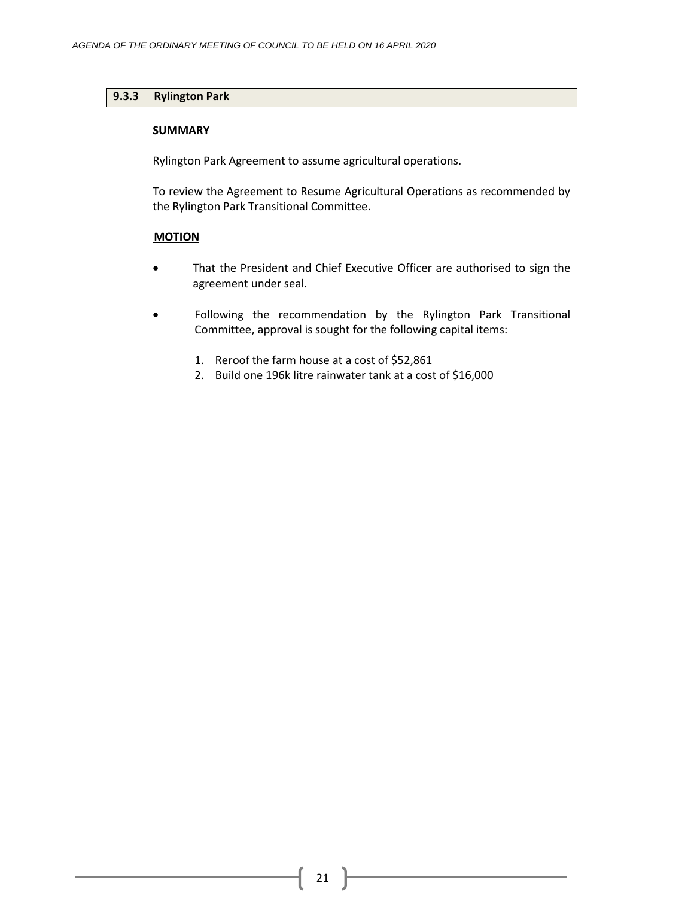### 9.3.3 Rylington Park

**SUMMARY**

Rylington Park Agreement to assume agricultural operations.

To review the Agreement to Resume Agricultural Operations as recommended by the Rylington Park Transitional Committee.

**MOTION**

- That the President and Chief Executive Officer are authorised to sign the agreement under seal.
- Following the recommendation by the Rylington Park Transitional Committee, approval is sought for the following capital items:

    1. Reroof the farm house at a cost of $52,861
    2. Build one 196k litre rainwater tank at a cost of $16,000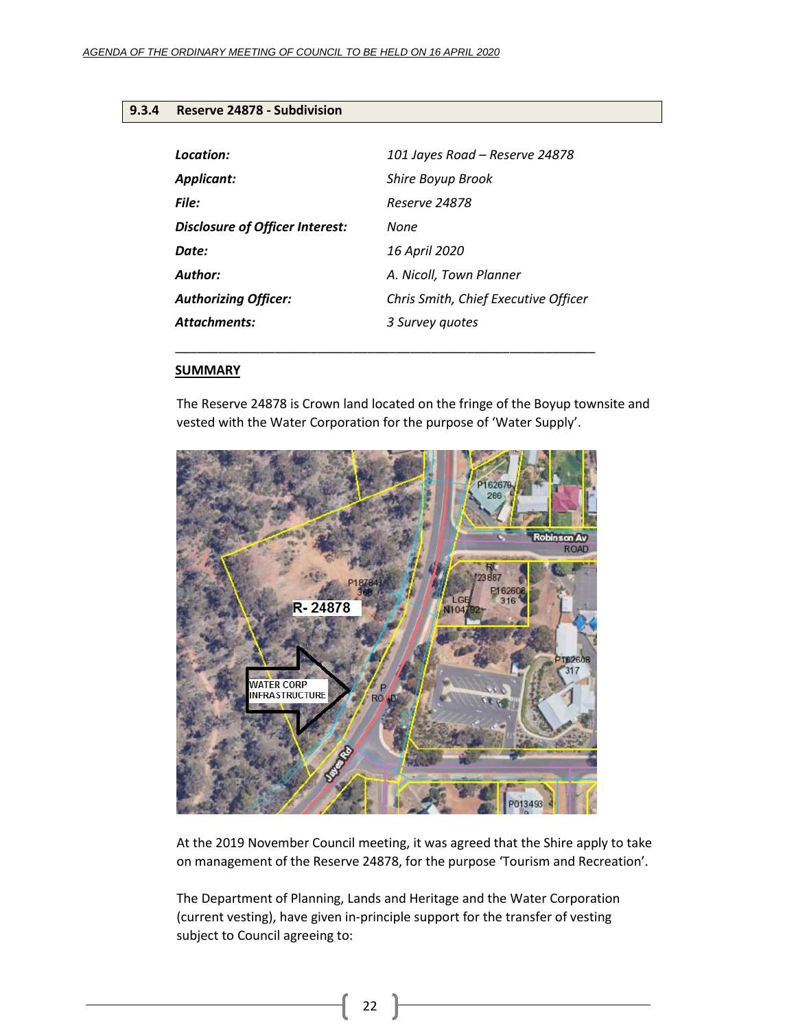## 9.3.4 Reserve 24878 - Subdivision

| | |
|---|---|
| ***Location:*** | *101 Jayes Road – Reserve 24878* |
| ***Applicant:*** | *Shire Boyup Brook* |
| ***File:*** | *Reserve 24878* |
| ***Disclosure of Officer Interest:*** | *None* |
| ***Date:*** | *16 April 2020* |
| ***Author:*** | *A. Nicoll, Town Planner* |
| ***Authorizing Officer:*** | *Chris Smith, Chief Executive Officer* |
| ***Attachments:*** | *3 Survey quotes* |

**SUMMARY**

The Reserve 24878 is Crown land located on the fringe of the Boyup townsite and vested with the Water Corporation for the purpose of 'Water Supply'.

At the 2019 November Council meeting, it was agreed that the Shire apply to take on management of the Reserve 24878, for the purpose 'Tourism and Recreation'.

The Department of Planning, Lands and Heritage and the Water Corporation (current vesting), have given in-principle support for the transfer of vesting subject to Council agreeing to: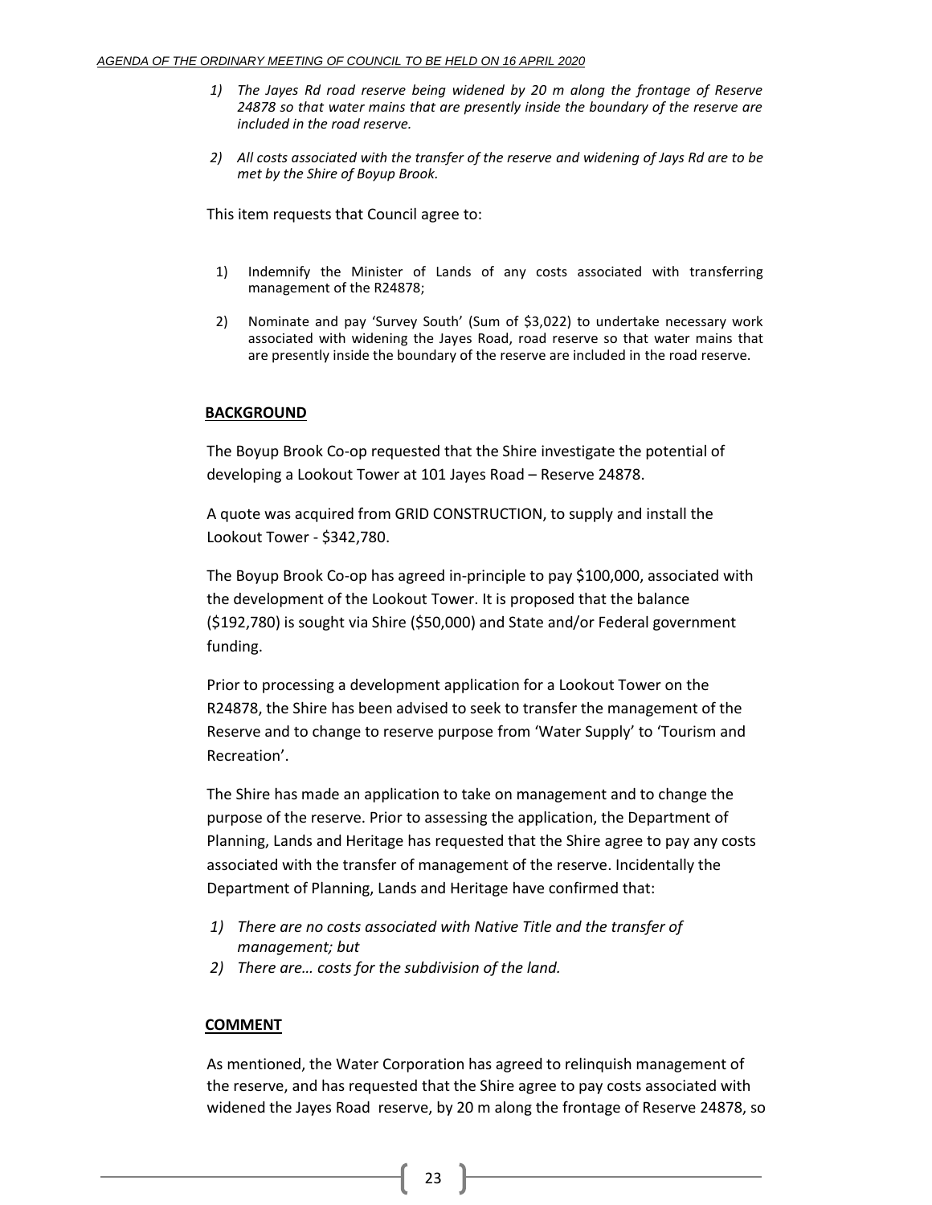*1) The Jayes Rd road reserve being widened by 20 m along the frontage of Reserve 24878 so that water mains that are presently inside the boundary of the reserve are included in the road reserve.*

*2) All costs associated with the transfer of the reserve and widening of Jays Rd are to be met by the Shire of Boyup Brook.*

This item requests that Council agree to:

1) Indemnify the Minister of Lands of any costs associated with transferring management of the R24878;
2) Nominate and pay 'Survey South' (Sum of $3,022) to undertake necessary work associated with widening the Jayes Road, road reserve so that water mains that are presently inside the boundary of the reserve are included in the road reserve.

## BACKGROUND

The Boyup Brook Co-op requested that the Shire investigate the potential of developing a Lookout Tower at 101 Jayes Road – Reserve 24878.

A quote was acquired from GRID CONSTRUCTION, to supply and install the Lookout Tower - $342,780.

The Boyup Brook Co-op has agreed in-principle to pay $100,000, associated with the development of the Lookout Tower. It is proposed that the balance ($192,780) is sought via Shire ($50,000) and State and/or Federal government funding.

Prior to processing a development application for a Lookout Tower on the R24878, the Shire has been advised to seek to transfer the management of the Reserve and to change to reserve purpose from 'Water Supply' to 'Tourism and Recreation'.

The Shire has made an application to take on management and to change the purpose of the reserve. Prior to assessing the application, the Department of Planning, Lands and Heritage has requested that the Shire agree to pay any costs associated with the transfer of management of the reserve. Incidentally the Department of Planning, Lands and Heritage have confirmed that:

*1) There are no costs associated with Native Title and the transfer of management; but*
*2) There are… costs for the subdivision of the land.*

## COMMENT

As mentioned, the Water Corporation has agreed to relinquish management of the reserve, and has requested that the Shire agree to pay costs associated with widened the Jayes Road reserve, by 20 m along the frontage of Reserve 24878, so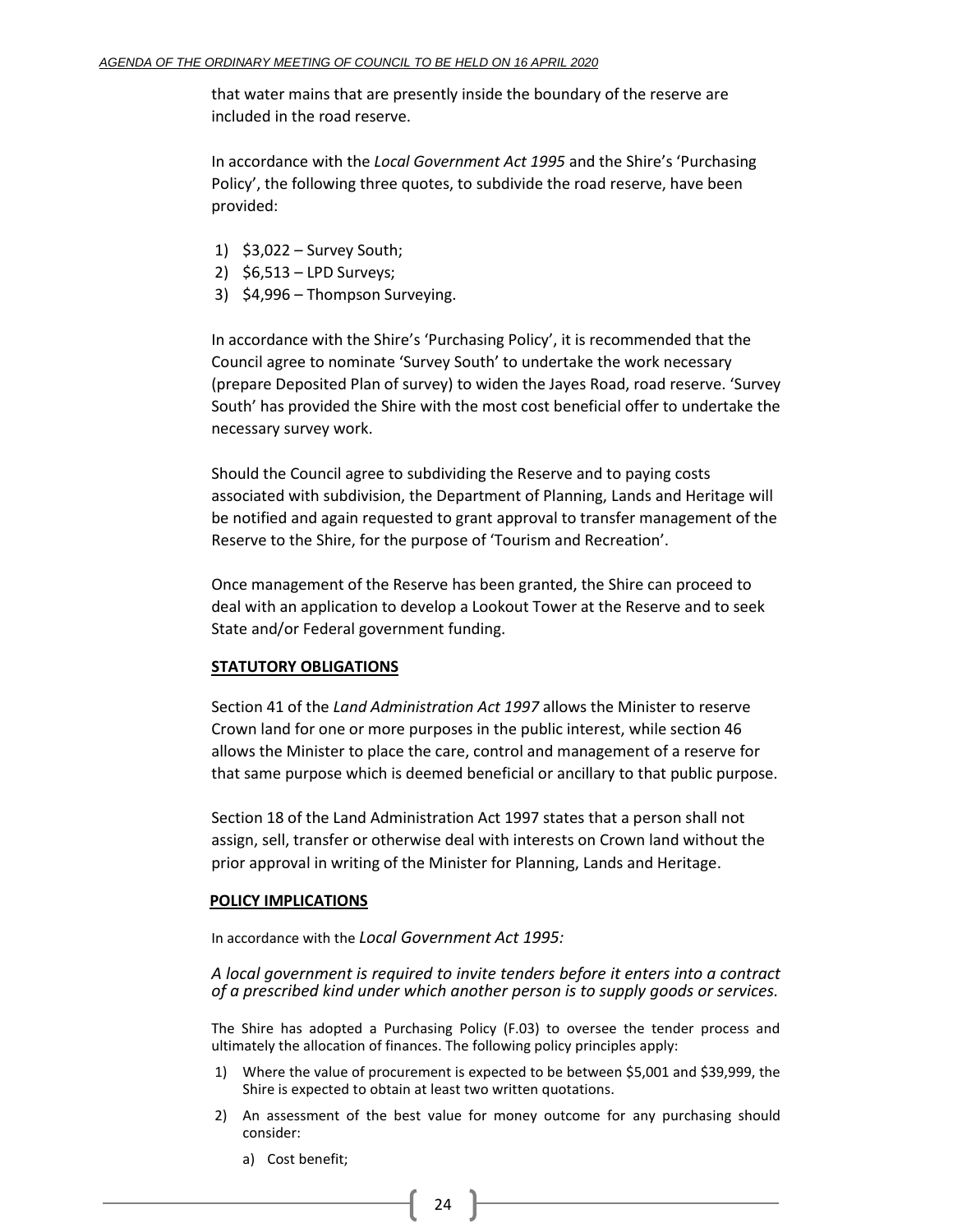that water mains that are presently inside the boundary of the reserve are included in the road reserve.

In accordance with the *Local Government Act 1995* and the Shire's 'Purchasing Policy', the following three quotes, to subdivide the road reserve, have been provided:

1) $3,022 – Survey South;
2) $6,513 – LPD Surveys;
3) $4,996 – Thompson Surveying.

In accordance with the Shire's 'Purchasing Policy', it is recommended that the Council agree to nominate 'Survey South' to undertake the work necessary (prepare Deposited Plan of survey) to widen the Jayes Road, road reserve. 'Survey South' has provided the Shire with the most cost beneficial offer to undertake the necessary survey work.

Should the Council agree to subdividing the Reserve and to paying costs associated with subdivision, the Department of Planning, Lands and Heritage will be notified and again requested to grant approval to transfer management of the Reserve to the Shire, for the purpose of 'Tourism and Recreation'.

Once management of the Reserve has been granted, the Shire can proceed to deal with an application to develop a Lookout Tower at the Reserve and to seek State and/or Federal government funding.

**STATUTORY OBLIGATIONS**

Section 41 of the *Land Administration Act 1997* allows the Minister to reserve Crown land for one or more purposes in the public interest, while section 46 allows the Minister to place the care, control and management of a reserve for that same purpose which is deemed beneficial or ancillary to that public purpose.

Section 18 of the Land Administration Act 1997 states that a person shall not assign, sell, transfer or otherwise deal with interests on Crown land without the prior approval in writing of the Minister for Planning, Lands and Heritage.

**POLICY IMPLICATIONS**

In accordance with the *Local Government Act 1995:*

*A local government is required to invite tenders before it enters into a contract of a prescribed kind under which another person is to supply goods or services.*

The Shire has adopted a Purchasing Policy (F.03) to oversee the tender process and ultimately the allocation of finances. The following policy principles apply:

1) Where the value of procurement is expected to be between $5,001 and $39,999, the Shire is expected to obtain at least two written quotations.
2) An assessment of the best value for money outcome for any purchasing should consider:
   a) Cost benefit;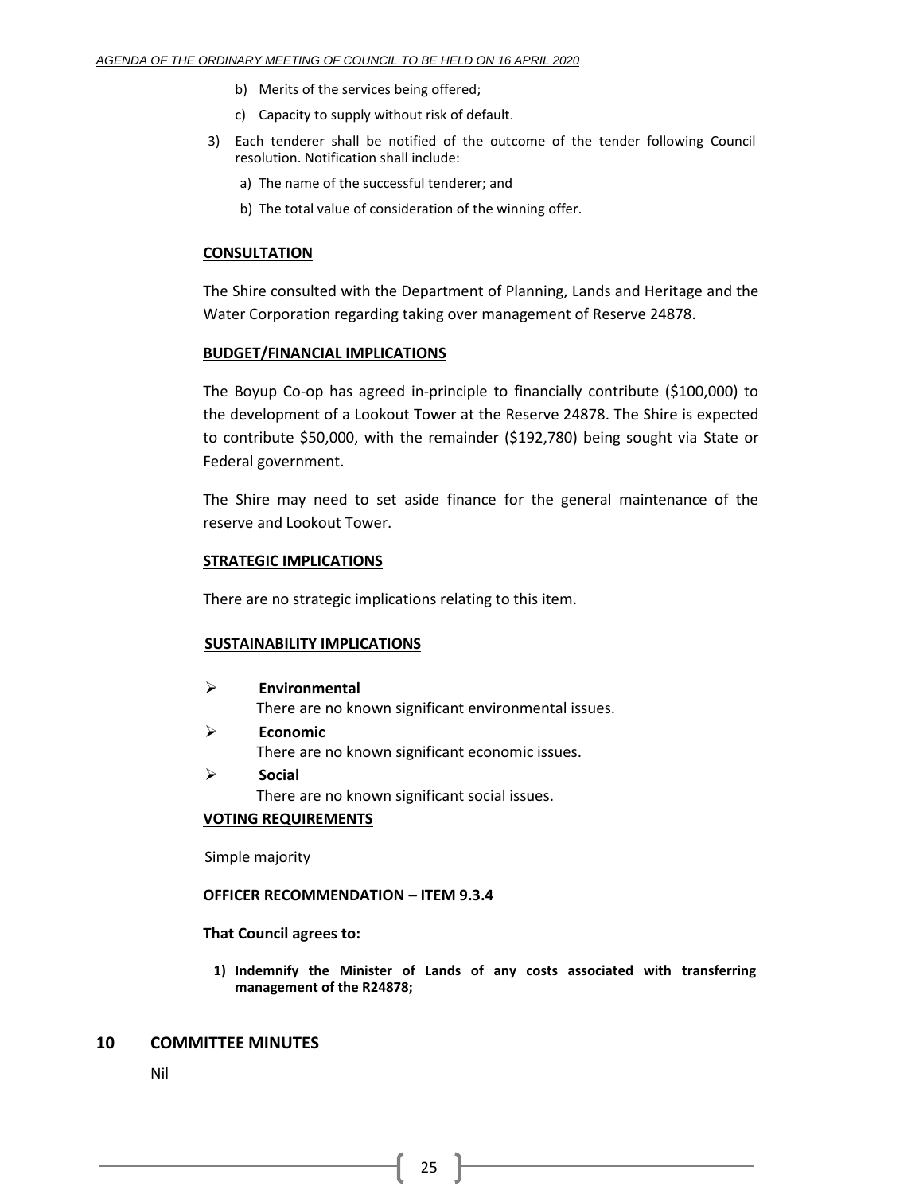b) Merits of the services being offered;

c) Capacity to supply without risk of default.

3) Each tenderer shall be notified of the outcome of the tender following Council resolution. Notification shall include:

a) The name of the successful tenderer; and

b) The total value of consideration of the winning offer.

**CONSULTATION**

The Shire consulted with the Department of Planning, Lands and Heritage and the Water Corporation regarding taking over management of Reserve 24878.

**BUDGET/FINANCIAL IMPLICATIONS**

The Boyup Co-op has agreed in-principle to financially contribute ($100,000) to the development of a Lookout Tower at the Reserve 24878. The Shire is expected to contribute $50,000, with the remainder ($192,780) being sought via State or Federal government.

The Shire may need to set aside finance for the general maintenance of the reserve and Lookout Tower.

**STRATEGIC IMPLICATIONS**

There are no strategic implications relating to this item.

**SUSTAINABILITY IMPLICATIONS**

- **Environmental**
  There are no known significant environmental issues.
- **Economic**
  There are no known significant economic issues.
- **Social**
  There are no known significant social issues.

**VOTING REQUIREMENTS**

Simple majority

**OFFICER RECOMMENDATION – ITEM 9.3.4**

**That Council agrees to:**

**1) Indemnify the Minister of Lands of any costs associated with transferring management of the R24878;**

## 10 COMMITTEE MINUTES

Nil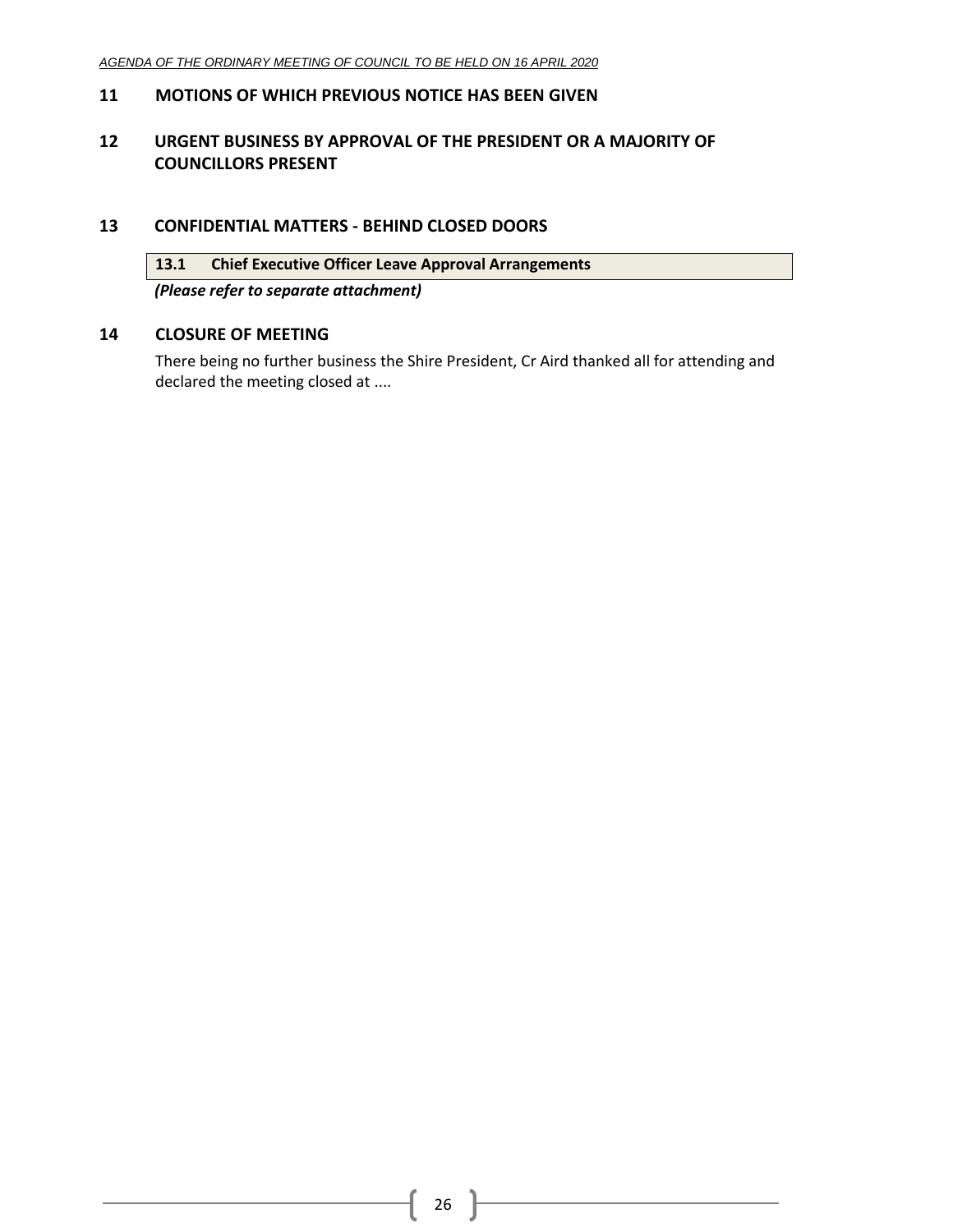## 11 MOTIONS OF WHICH PREVIOUS NOTICE HAS BEEN GIVEN

## 12 URGENT BUSINESS BY APPROVAL OF THE PRESIDENT OR A MAJORITY OF COUNCILLORS PRESENT

## 13 CONFIDENTIAL MATTERS - BEHIND CLOSED DOORS

### 13.1 Chief Executive Officer Leave Approval Arrangements

***(Please refer to separate attachment)***

## 14 CLOSURE OF MEETING

There being no further business the Shire President, Cr Aird thanked all for attending and declared the meeting closed at ....